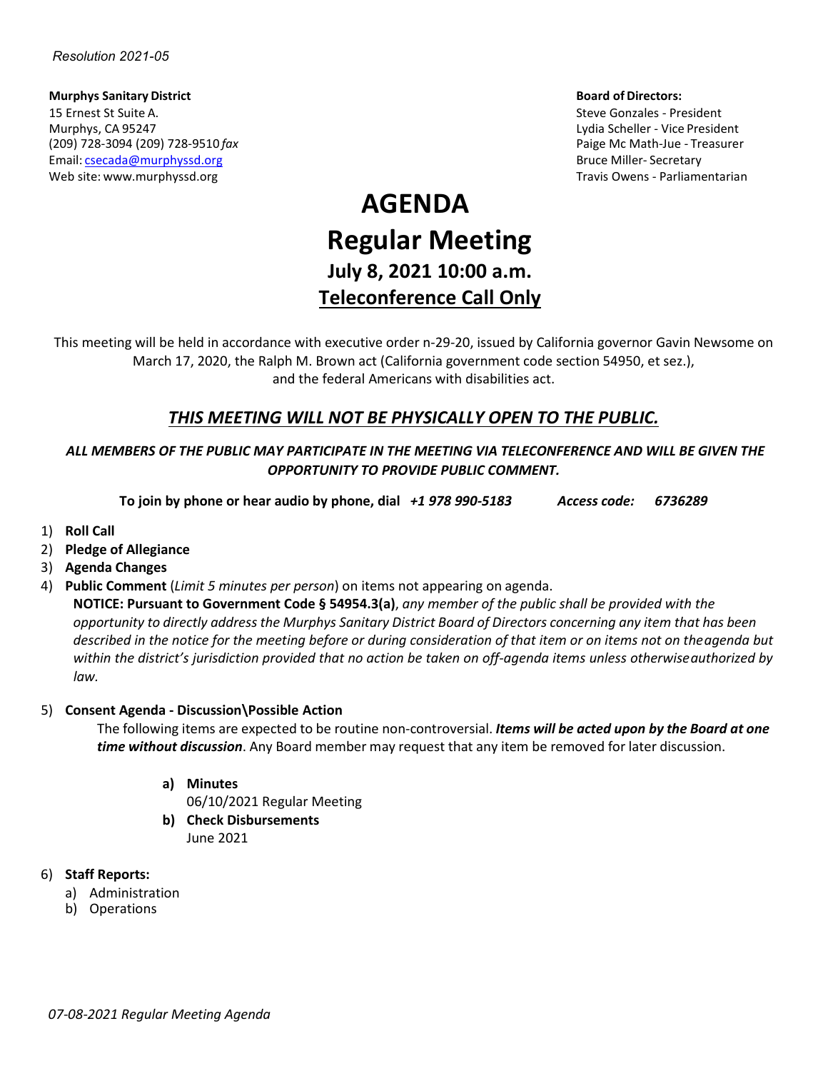*Resolution 2021-05*

**Murphys Sanitary District**
15 Ernest St Suite A.
Murphys, CA 95247
(209) 728-3094 (209) 728-9510 *fax*
Email: csecada@murphyssd.org
Web site: www.murphyssd.org

**Board of Directors:**
Steve Gonzales - President
Lydia Scheller - Vice President
Paige Mc Math-Jue - Treasurer
Bruce Miller- Secretary
Travis Owens - Parliamentarian

# AGENDA
# Regular Meeting
## July 8, 2021 10:00 a.m.
## Teleconference Call Only

This meeting will be held in accordance with executive order n-29-20, issued by California governor Gavin Newsome on March 17, 2020, the Ralph M. Brown act (California government code section 54950, et sez.), and the federal Americans with disabilities act.

### *THIS MEETING WILL NOT BE PHYSICALLY OPEN TO THE PUBLIC.*

***ALL MEMBERS OF THE PUBLIC MAY PARTICIPATE IN THE MEETING VIA TELECONFERENCE AND WILL BE GIVEN THE OPPORTUNITY TO PROVIDE PUBLIC COMMENT.***

**To join by phone or hear audio by phone, dial *+1 978 990-5183* *Access code: 6736289***

1) **Roll Call**
2) **Pledge of Allegiance**
3) **Agenda Changes**
4) **Public Comment** (*Limit 5 minutes per person*) on items not appearing on agenda.
   **NOTICE: Pursuant to Government Code § 54954.3(a)**, *any member of the public shall be provided with the opportunity to directly address the Murphys Sanitary District Board of Directors concerning any item that has been described in the notice for the meeting before or during consideration of that item or on items not on the agenda but within the district's jurisdiction provided that no action be taken on off-agenda items unless otherwise authorized by law.*

5) **Consent Agenda - Discussion\Possible Action**
   The following items are expected to be routine non-controversial. ***Items will be acted upon by the Board at one time without discussion***. Any Board member may request that any item be removed for later discussion.

   a) **Minutes**
      06/10/2021 Regular Meeting
   b) **Check Disbursements**
      June 2021

6) **Staff Reports:**
   a) Administration
   b) Operations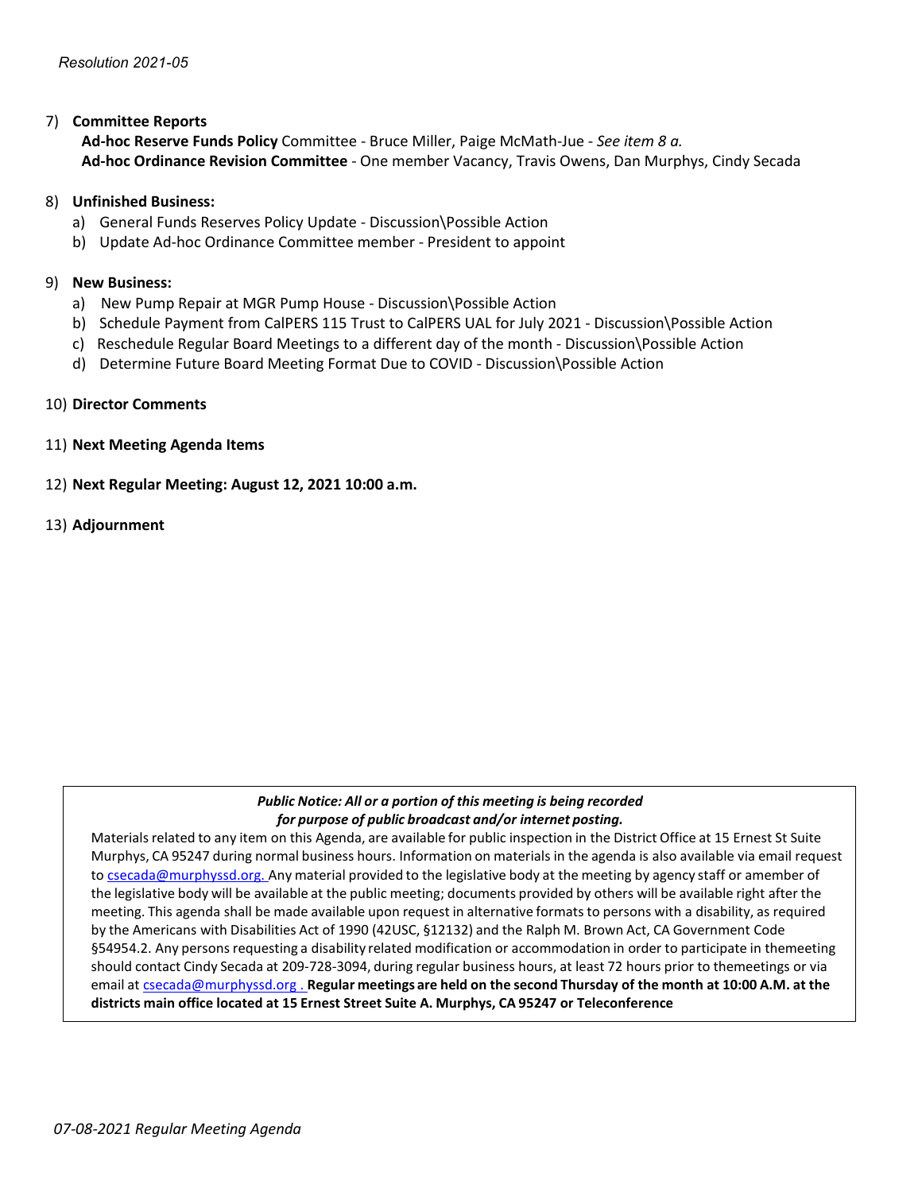7) **Committee Reports**

**Ad-hoc Reserve Funds Policy** Committee - Bruce Miller, Paige McMath-Jue - *See item 8 a.*
**Ad-hoc Ordinance Revision Committee** - One member Vacancy, Travis Owens, Dan Murphys, Cindy Secada

8) **Unfinished Business:**
   a) General Funds Reserves Policy Update - Discussion\Possible Action
   b) Update Ad-hoc Ordinance Committee member - President to appoint

9) **New Business:**
   a) New Pump Repair at MGR Pump House - Discussion\Possible Action
   b) Schedule Payment from CalPERS 115 Trust to CalPERS UAL for July 2021 - Discussion\Possible Action
   c) Reschedule Regular Board Meetings to a different day of the month - Discussion\Possible Action
   d) Determine Future Board Meeting Format Due to COVID - Discussion\Possible Action

10) **Director Comments**

11) **Next Meeting Agenda Items**

12) **Next Regular Meeting: August 12, 2021 10:00 a.m.**

13) **Adjournment**

***Public Notice: All or a portion of this meeting is being recorded for purpose of public broadcast and/or internet posting.***

Materials related to any item on this Agenda, are available for public inspection in the District Office at 15 Ernest St Suite Murphys, CA 95247 during normal business hours. Information on materials in the agenda is also available via email request to csecada@murphyssd.org. Any material provided to the legislative body at the meeting by agency staff or amember of the legislative body will be available at the public meeting; documents provided by others will be available right after the meeting. This agenda shall be made available upon request in alternative formats to persons with a disability, as required by the Americans with Disabilities Act of 1990 (42USC, §12132) and the Ralph M. Brown Act, CA Government Code §54954.2. Any persons requesting a disability related modification or accommodation in order to participate in themeeting should contact Cindy Secada at 209-728-3094, during regular business hours, at least 72 hours prior to themeetings or via email at csecada@murphyssd.org . **Regular meetings are held on the second Thursday of the month at 10:00 A.M. at the districts main office located at 15 Ernest Street Suite A. Murphys, CA 95247 or Teleconference**